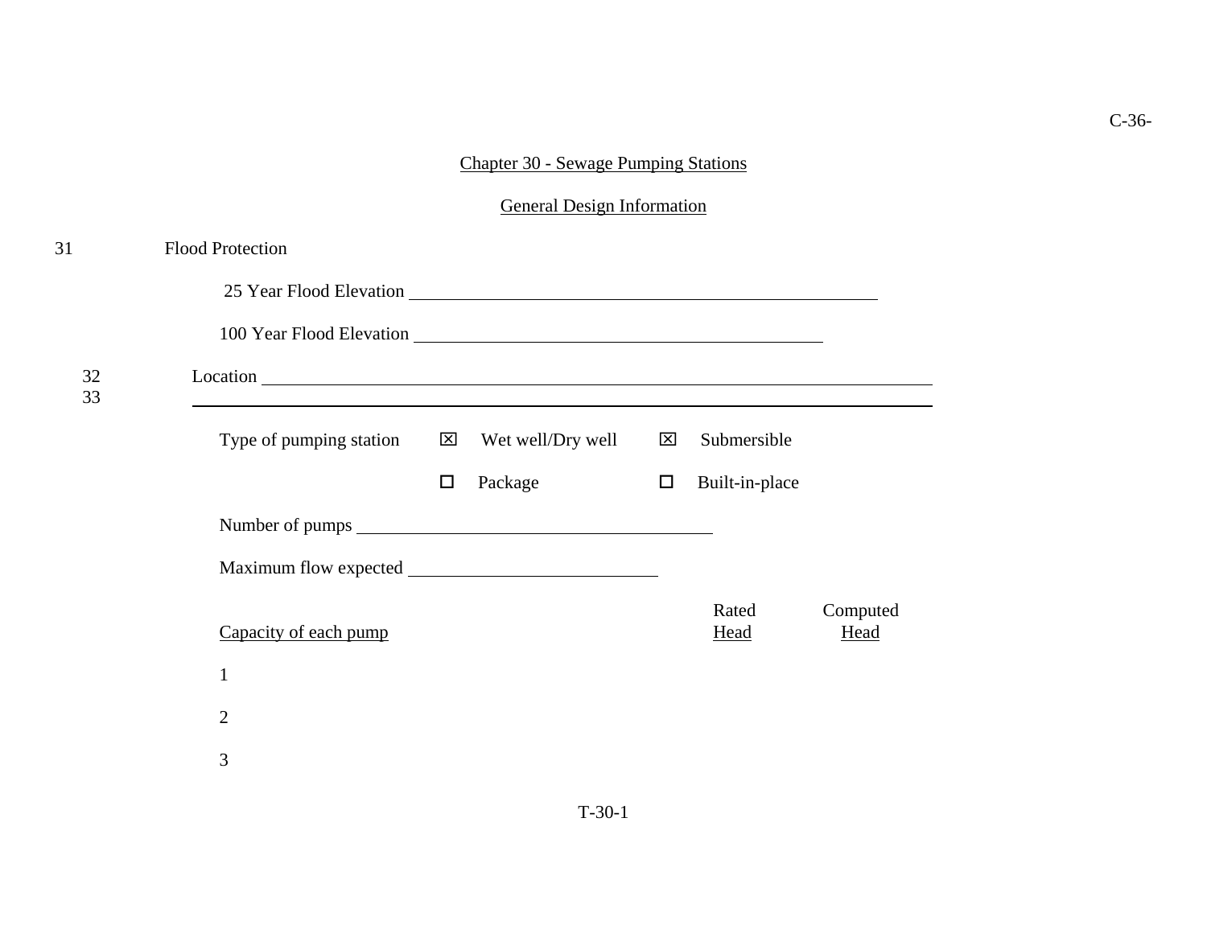## Chapter 30 - Sewage Pumping Stations

### General Design Information

31 Flood Protection

25 Year Flood Elevation ______________________________

100 Year Flood Elevation ______________________________

32 Location ______________________________
33 ______________________________

Type of pumping station ☒ Wet well/Dry well ☒ Submersible

☐ Package ☐ Built-in-place

Number of pumps ______________________________

Maximum flow expected ______________________________

| Capacity of each pump | Rated Head | Computed Head |
|---|---|---|
| 1 | | |
| 2 | | |
| 3 | | |

T-30-1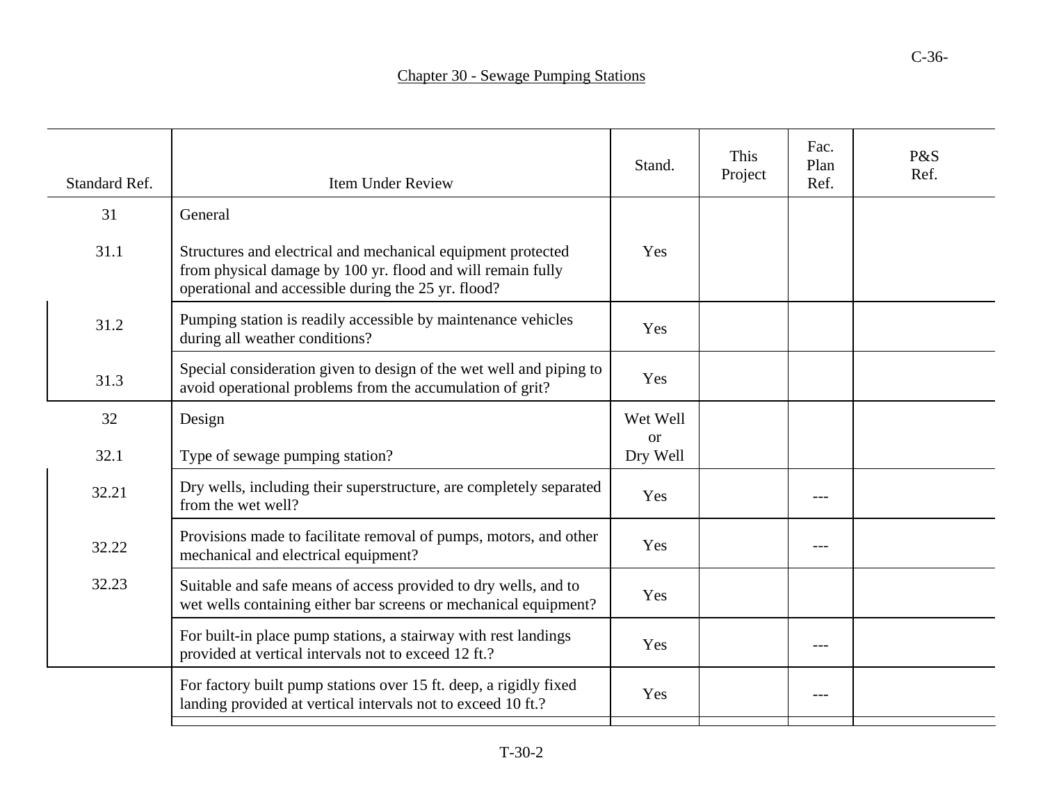## Chapter 30 - Sewage Pumping Stations

| Standard Ref. | Item Under Review | Stand. | This Project | Fac. Plan Ref. | P&S Ref. |
|---|---|---|---|---|---|
| 31 | General | | | | |
| 31.1 | Structures and electrical and mechanical equipment protected from physical damage by 100 yr. flood and will remain fully operational and accessible during the 25 yr. flood? | Yes | | | |
| 31.2 | Pumping station is readily accessible by maintenance vehicles during all weather conditions? | Yes | | | |
| 31.3 | Special consideration given to design of the wet well and piping to avoid operational problems from the accumulation of grit? | Yes | | | |
| 32 | Design | Wet Well or Dry Well | | | |
| 32.1 | Type of sewage pumping station? | | | | |
| 32.21 | Dry wells, including their superstructure, are completely separated from the wet well? | Yes | | --- | |
| 32.22 | Provisions made to facilitate removal of pumps, motors, and other mechanical and electrical equipment? | Yes | | --- | |
| 32.23 | Suitable and safe means of access provided to dry wells, and to wet wells containing either bar screens or mechanical equipment? | Yes | | | |
| | For built-in place pump stations, a stairway with rest landings provided at vertical intervals not to exceed 12 ft.? | Yes | | --- | |
| | For factory built pump stations over 15 ft. deep, a rigidly fixed landing provided at vertical intervals not to exceed 10 ft.? | Yes | | --- | |

T-30-2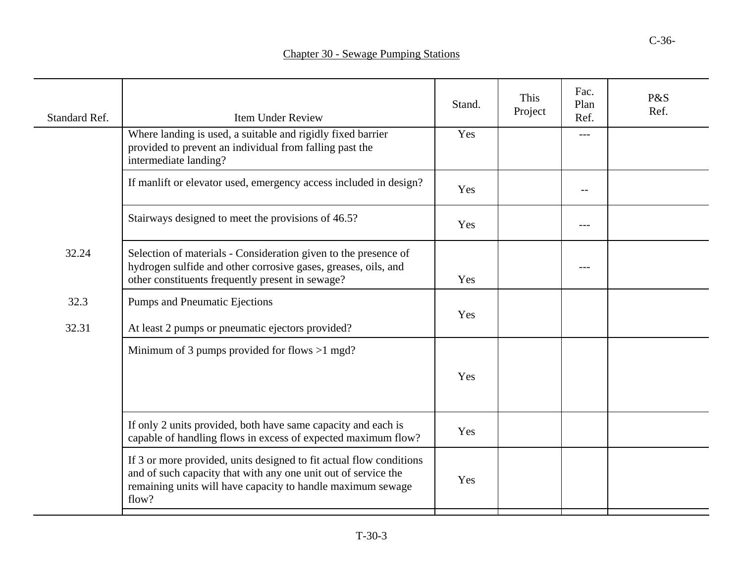## Chapter 30 - Sewage Pumping Stations

| Standard Ref. | Item Under Review | Stand. | This Project | Fac. Plan Ref. | P&S Ref. |
|---|---|---|---|---|---|
| | Where landing is used, a suitable and rigidly fixed barrier provided to prevent an individual from falling past the intermediate landing? | Yes | | --- | |
| | If manlift or elevator used, emergency access included in design? | Yes | | -- | |
| | Stairways designed to meet the provisions of 46.5? | Yes | | --- | |
| 32.24 | Selection of materials - Consideration given to the presence of hydrogen sulfide and other corrosive gases, greases, oils, and other constituents frequently present in sewage? | Yes | | --- | |
| 32.3<br><br>32.31 | Pumps and Pneumatic Ejections<br><br>At least 2 pumps or pneumatic ejectors provided? | Yes | | | |
| | Minimum of 3 pumps provided for flows >1 mgd? | Yes | | | |
| | If only 2 units provided, both have same capacity and each is capable of handling flows in excess of expected maximum flow? | Yes | | | |
| | If 3 or more provided, units designed to fit actual flow conditions and of such capacity that with any one unit out of service the remaining units will have capacity to handle maximum sewage flow? | Yes | | | |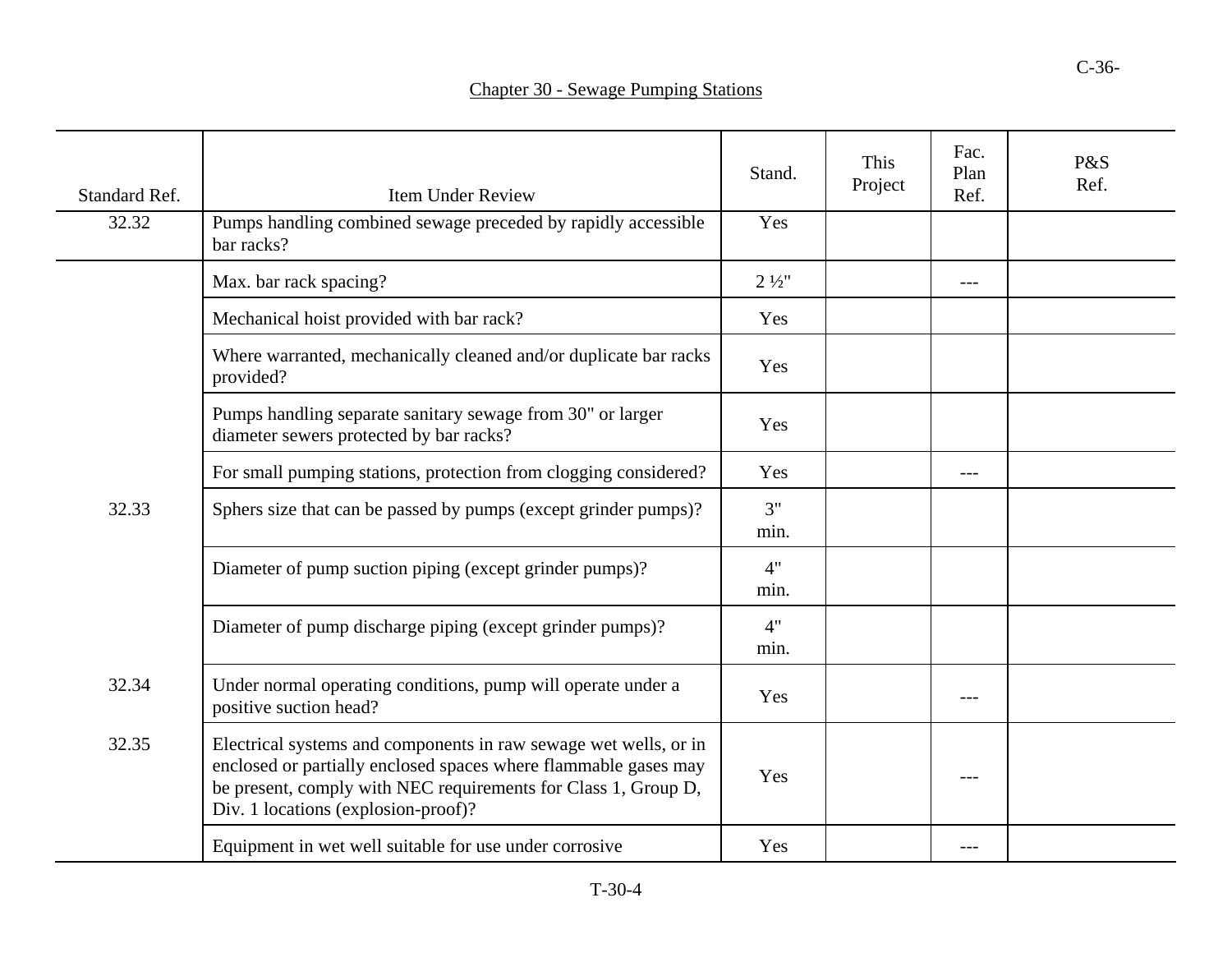Chapter 30 - Sewage Pumping Stations

| Standard Ref. | Item Under Review | Stand. | This Project | Fac. Plan Ref. | P&S Ref. |
|---|---|---|---|---|---|
| 32.32 | Pumps handling combined sewage preceded by rapidly accessible bar racks? | Yes | | | |
| | Max. bar rack spacing? | 2 ½" | | --- | |
| | Mechanical hoist provided with bar rack? | Yes | | | |
| | Where warranted, mechanically cleaned and/or duplicate bar racks provided? | Yes | | | |
| | Pumps handling separate sanitary sewage from 30" or larger diameter sewers protected by bar racks? | Yes | | | |
| | For small pumping stations, protection from clogging considered? | Yes | | --- | |
| 32.33 | Sphers size that can be passed by pumps (except grinder pumps)? | 3" min. | | | |
| | Diameter of pump suction piping (except grinder pumps)? | 4" min. | | | |
| | Diameter of pump discharge piping (except grinder pumps)? | 4" min. | | | |
| 32.34 | Under normal operating conditions, pump will operate under a positive suction head? | Yes | | --- | |
| 32.35 | Electrical systems and components in raw sewage wet wells, or in enclosed or partially enclosed spaces where flammable gases may be present, comply with NEC requirements for Class 1, Group D, Div. 1 locations (explosion-proof)? | Yes | | --- | |
| | Equipment in wet well suitable for use under corrosive | Yes | | --- | |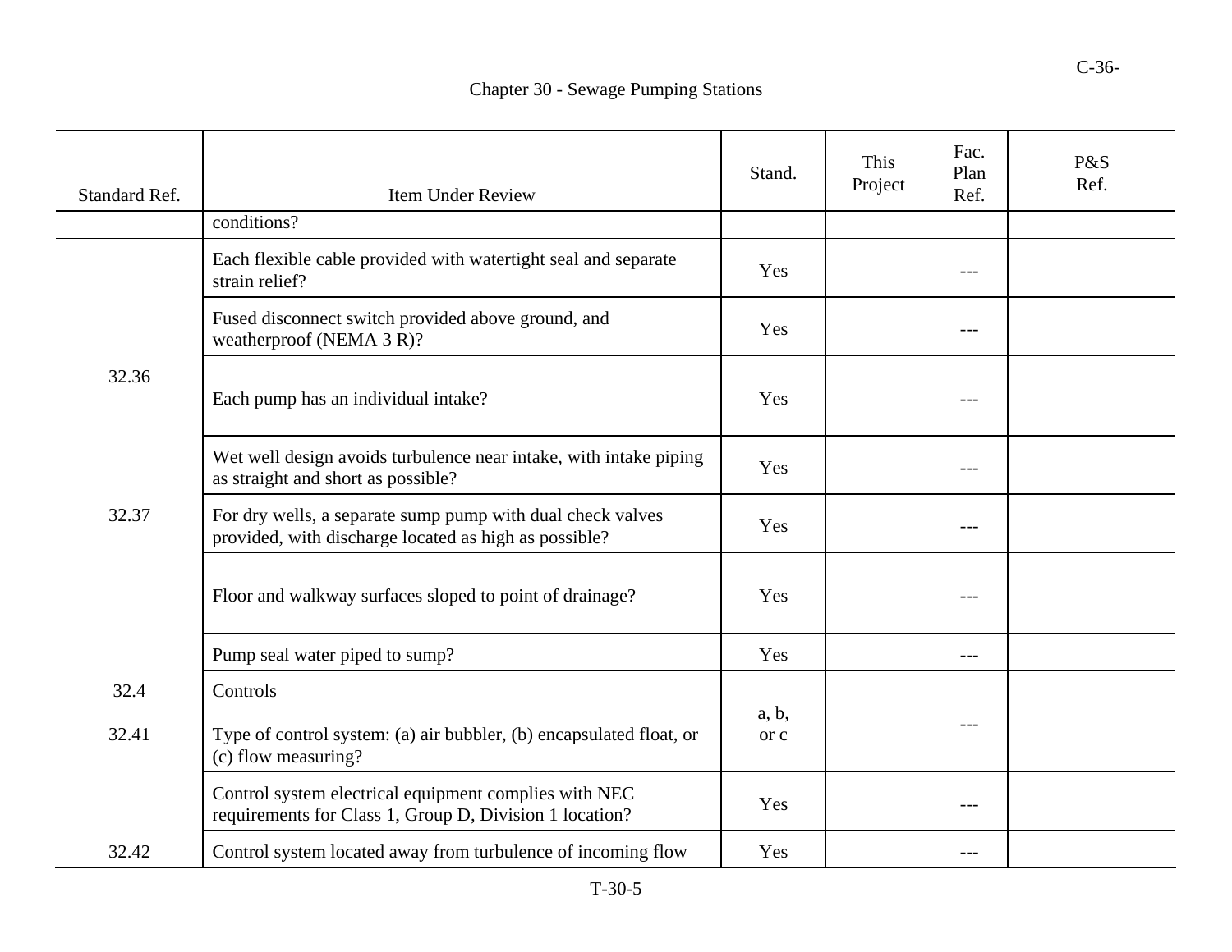## Chapter 30 - Sewage Pumping Stations

| Standard Ref. | Item Under Review | Stand. | This Project | Fac. Plan Ref. | P&S Ref. |
|---|---|---|---|---|---|
| | conditions? | | | | |
| | Each flexible cable provided with watertight seal and separate strain relief? | Yes | | --- | |
| | Fused disconnect switch provided above ground, and weatherproof (NEMA 3 R)? | Yes | | --- | |
| 32.36 | Each pump has an individual intake? | Yes | | --- | |
| | Wet well design avoids turbulence near intake, with intake piping as straight and short as possible? | Yes | | --- | |
| 32.37 | For dry wells, a separate sump pump with dual check valves provided, with discharge located as high as possible? | Yes | | --- | |
| | Floor and walkway surfaces sloped to point of drainage? | Yes | | --- | |
| | Pump seal water piped to sump? | Yes | | --- | |
| 32.4 | Controls | | | | |
| 32.41 | Type of control system: (a) air bubbler, (b) encapsulated float, or (c) flow measuring? | a, b, or c | | --- | |
| | Control system electrical equipment complies with NEC requirements for Class 1, Group D, Division 1 location? | Yes | | --- | |
| 32.42 | Control system located away from turbulence of incoming flow | Yes | | --- | |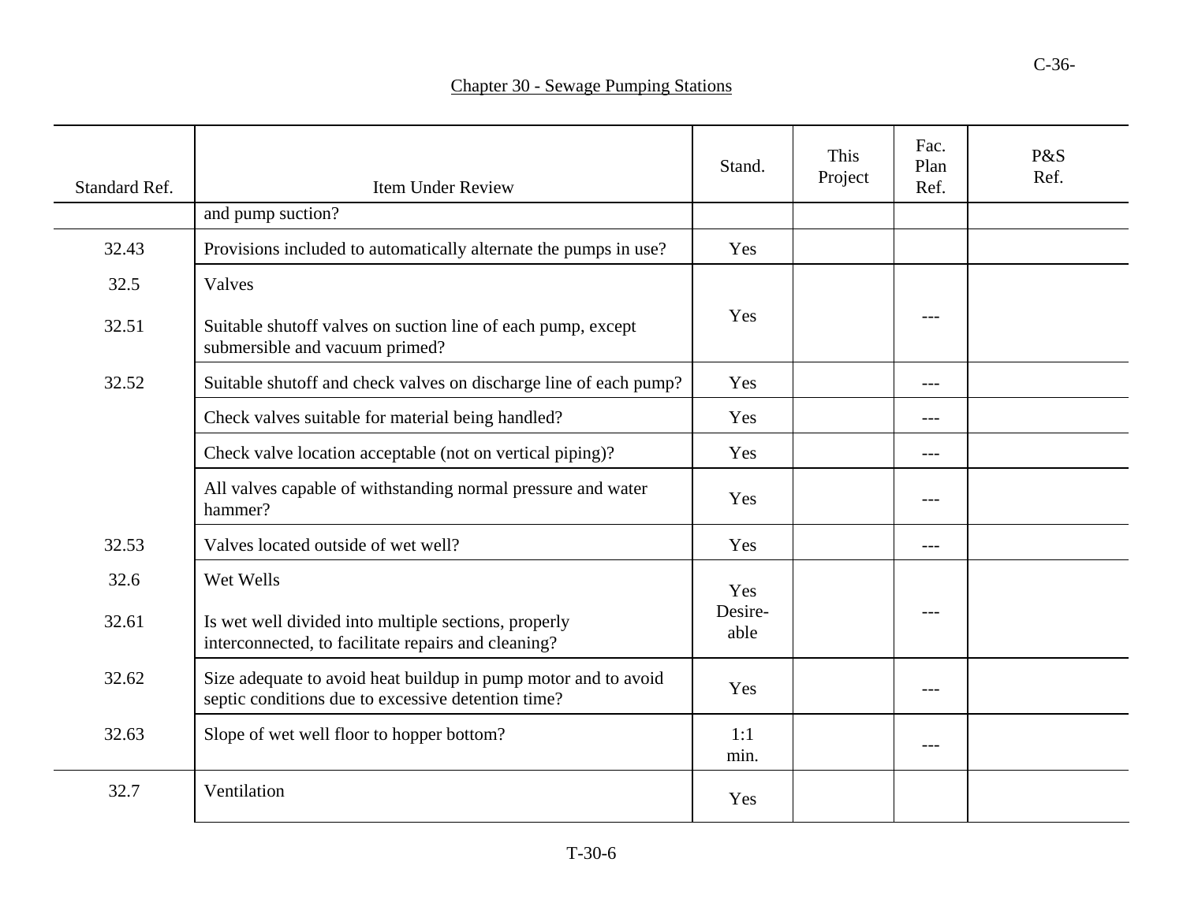## Chapter 30 - Sewage Pumping Stations

| Standard Ref. | Item Under Review | Stand. | This Project | Fac. Plan Ref. | P&S Ref. |
|---|---|---|---|---|---|
| | and pump suction? | | | | |
| 32.43 | Provisions included to automatically alternate the pumps in use? | Yes | | | |
| 32.5 | Valves | | | | |
| 32.51 | Suitable shutoff valves on suction line of each pump, except submersible and vacuum primed? | Yes | | --- | |
| 32.52 | Suitable shutoff and check valves on discharge line of each pump? | Yes | | --- | |
| | Check valves suitable for material being handled? | Yes | | --- | |
| | Check valve location acceptable (not on vertical piping)? | Yes | | --- | |
| | All valves capable of withstanding normal pressure and water hammer? | Yes | | --- | |
| 32.53 | Valves located outside of wet well? | Yes | | --- | |
| 32.6 | Wet Wells | | | | |
| 32.61 | Is wet well divided into multiple sections, properly interconnected, to facilitate repairs and cleaning? | Yes Desire-able | | --- | |
| 32.62 | Size adequate to avoid heat buildup in pump motor and to avoid septic conditions due to excessive detention time? | Yes | | --- | |
| 32.63 | Slope of wet well floor to hopper bottom? | 1:1 min. | | --- | |
| 32.7 | Ventilation | Yes | | | |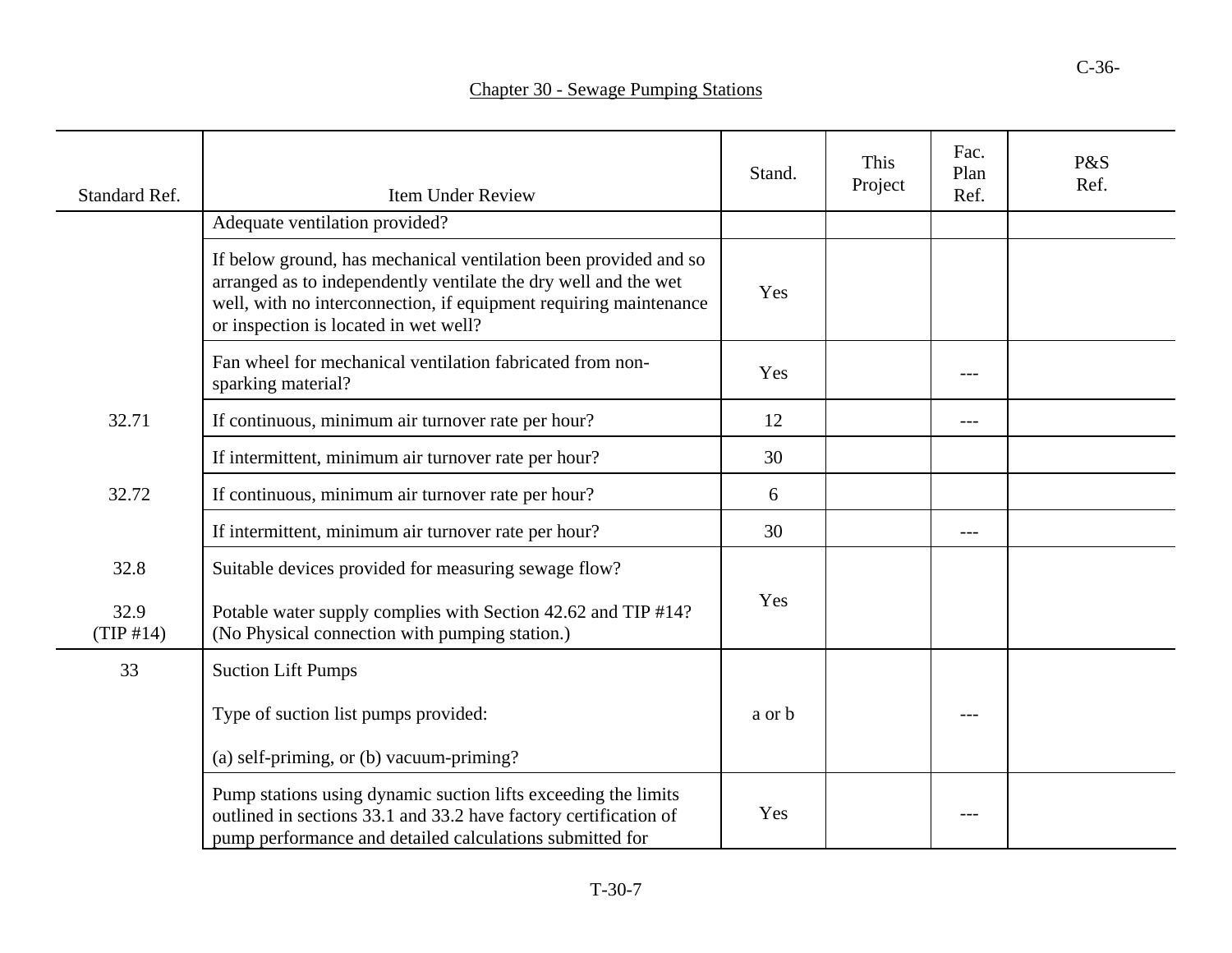## Chapter 30 - Sewage Pumping Stations

| Standard Ref. | Item Under Review | Stand. | This Project | Fac. Plan Ref. | P&S Ref. |
|---|---|---|---|---|---|
| | Adequate ventilation provided? | | | | |
| | If below ground, has mechanical ventilation been provided and so arranged as to independently ventilate the dry well and the wet well, with no interconnection, if equipment requiring maintenance or inspection is located in wet well? | Yes | | | |
| | Fan wheel for mechanical ventilation fabricated from non-sparking material? | Yes | | --- | |
| 32.71 | If continuous, minimum air turnover rate per hour? | 12 | | --- | |
| | If intermittent, minimum air turnover rate per hour? | 30 | | | |
| 32.72 | If continuous, minimum air turnover rate per hour? | 6 | | | |
| | If intermittent, minimum air turnover rate per hour? | 30 | | --- | |
| 32.8<br><br>32.9 (TIP #14) | Suitable devices provided for measuring sewage flow?<br><br>Potable water supply complies with Section 42.62 and TIP #14? (No Physical connection with pumping station.) | Yes | | | |
| 33 | Suction Lift Pumps<br><br>Type of suction list pumps provided:<br><br>(a) self-priming, or (b) vacuum-priming? | a or b | | --- | |
| | Pump stations using dynamic suction lifts exceeding the limits outlined in sections 33.1 and 33.2 have factory certification of pump performance and detailed calculations submitted for | Yes | | --- | |

T-30-7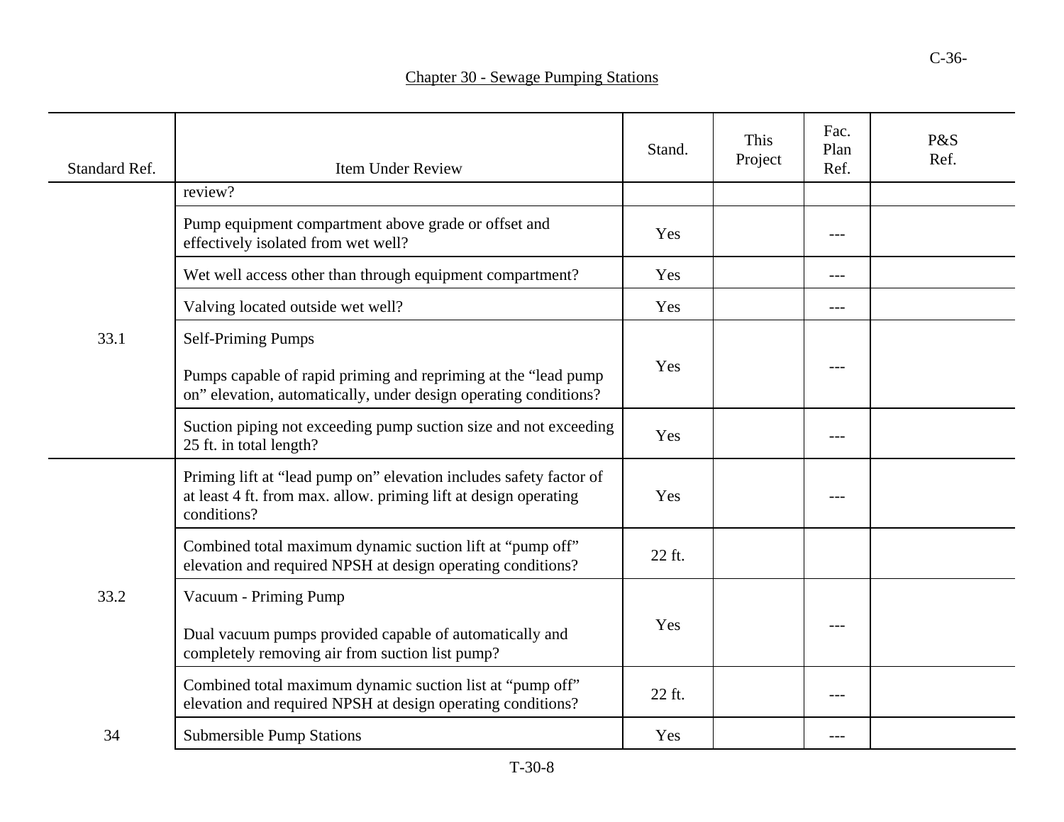## Chapter 30 - Sewage Pumping Stations

| Standard Ref. | Item Under Review | Stand. | This Project | Fac. Plan Ref. | P&S Ref. |
|---|---|---|---|---|---|
| | review? | | | | |
| | Pump equipment compartment above grade or offset and effectively isolated from wet well? | Yes | | --- | |
| | Wet well access other than through equipment compartment? | Yes | | --- | |
| | Valving located outside wet well? | Yes | | --- | |
| 33.1 | Self-Priming Pumps<br><br>Pumps capable of rapid priming and repriming at the "lead pump on" elevation, automatically, under design operating conditions? | Yes | | --- | |
| | Suction piping not exceeding pump suction size and not exceeding 25 ft. in total length? | Yes | | --- | |
| | Priming lift at "lead pump on" elevation includes safety factor of at least 4 ft. from max. allow. priming lift at design operating conditions? | Yes | | --- | |
| | Combined total maximum dynamic suction lift at "pump off" elevation and required NPSH at design operating conditions? | 22 ft. | | | |
| 33.2 | Vacuum - Priming Pump<br><br>Dual vacuum pumps provided capable of automatically and completely removing air from suction list pump? | Yes | | --- | |
| | Combined total maximum dynamic suction list at "pump off" elevation and required NPSH at design operating conditions? | 22 ft. | | --- | |
| 34 | Submersible Pump Stations | Yes | | --- | |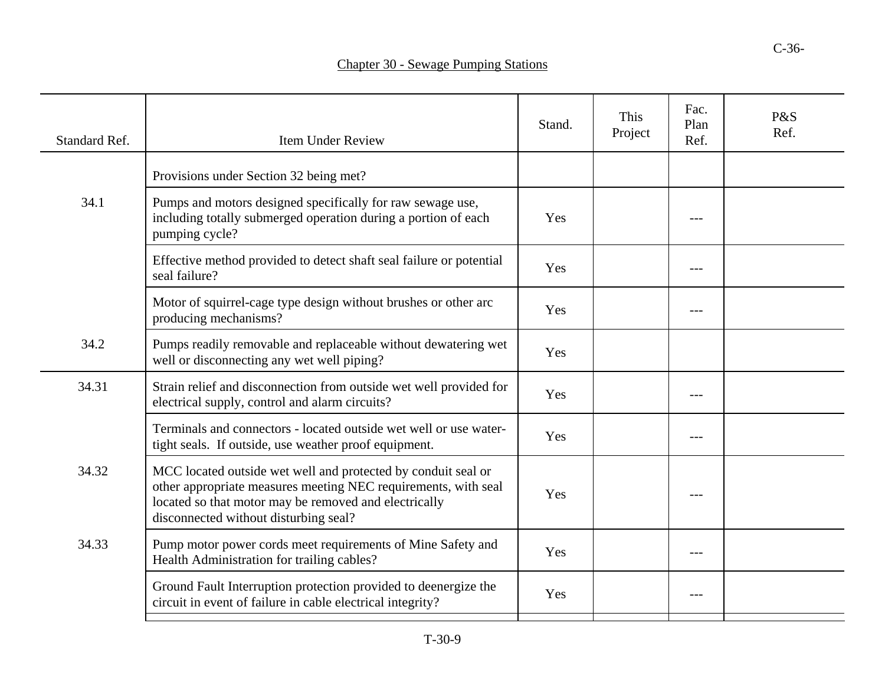## Chapter 30 - Sewage Pumping Stations

| Standard Ref. | Item Under Review | Stand. | This Project | Fac. Plan Ref. | P&S Ref. |
|---|---|---|---|---|---|
| | Provisions under Section 32 being met? | | | | |
| 34.1 | Pumps and motors designed specifically for raw sewage use, including totally submerged operation during a portion of each pumping cycle? | Yes | | --- | |
| | Effective method provided to detect shaft seal failure or potential seal failure? | Yes | | --- | |
| | Motor of squirrel-cage type design without brushes or other arc producing mechanisms? | Yes | | --- | |
| 34.2 | Pumps readily removable and replaceable without dewatering wet well or disconnecting any wet well piping? | Yes | | | |
| 34.31 | Strain relief and disconnection from outside wet well provided for electrical supply, control and alarm circuits? | Yes | | --- | |
| | Terminals and connectors - located outside wet well or use water-tight seals. If outside, use weather proof equipment. | Yes | | --- | |
| 34.32 | MCC located outside wet well and protected by conduit seal or other appropriate measures meeting NEC requirements, with seal located so that motor may be removed and electrically disconnected without disturbing seal? | Yes | | --- | |
| 34.33 | Pump motor power cords meet requirements of Mine Safety and Health Administration for trailing cables? | Yes | | --- | |
| | Ground Fault Interruption protection provided to deenergize the circuit in event of failure in cable electrical integrity? | Yes | | --- | |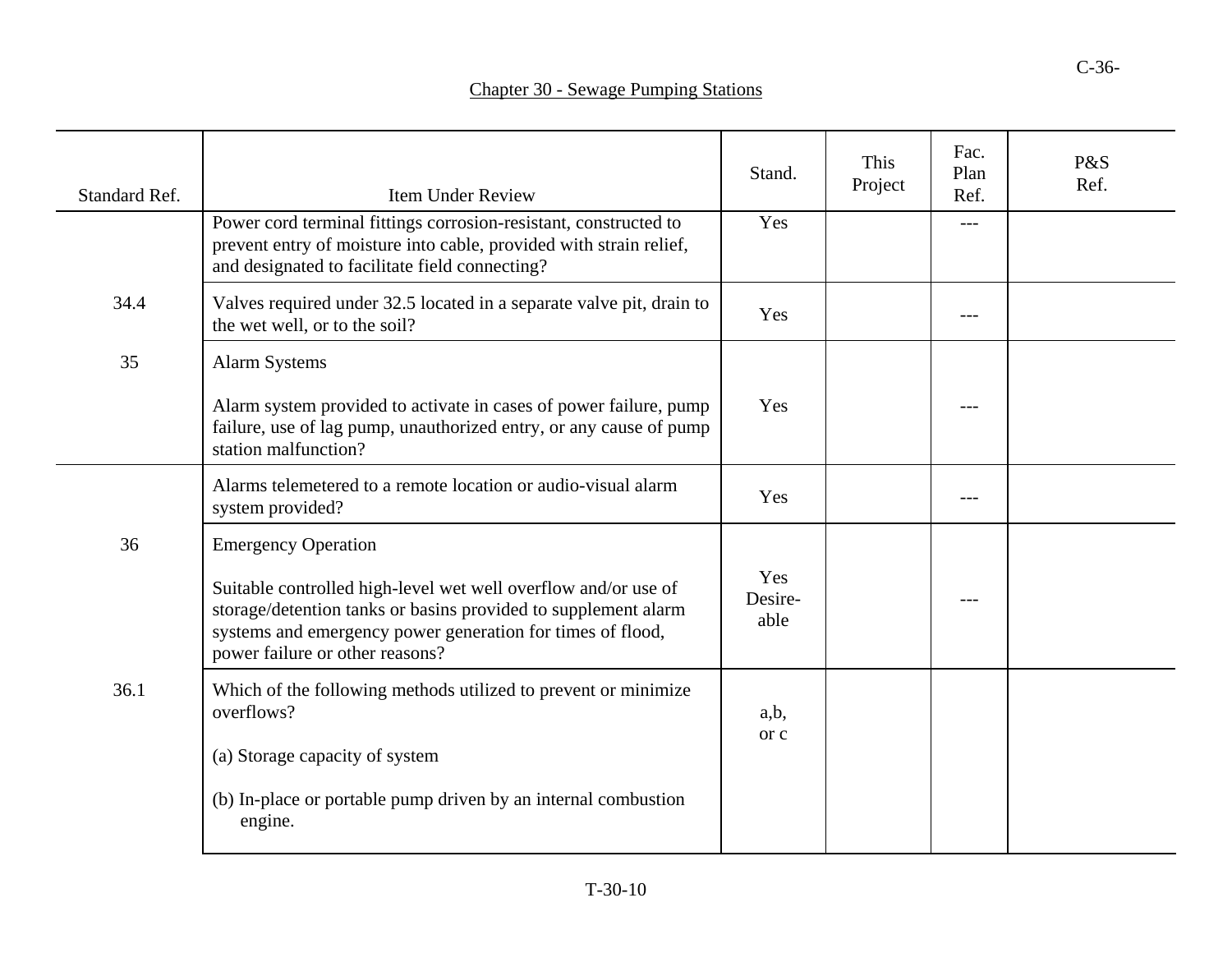Chapter 30 - Sewage Pumping Stations

| Standard Ref. | Item Under Review | Stand. | This Project | Fac. Plan Ref. | P&S Ref. |
|---|---|---|---|---|---|
| | Power cord terminal fittings corrosion-resistant, constructed to prevent entry of moisture into cable, provided with strain relief, and designated to facilitate field connecting? | Yes | | --- | |
| 34.4 | Valves required under 32.5 located in a separate valve pit, drain to the wet well, or to the soil? | Yes | | --- | |
| 35 | Alarm Systems<br><br>Alarm system provided to activate in cases of power failure, pump failure, use of lag pump, unauthorized entry, or any cause of pump station malfunction? | Yes | | --- | |
| | Alarms telemetered to a remote location or audio-visual alarm system provided? | Yes | | --- | |
| 36 | Emergency Operation<br><br>Suitable controlled high-level wet well overflow and/or use of storage/detention tanks or basins provided to supplement alarm systems and emergency power generation for times of flood, power failure or other reasons? | Yes Desire-able | | --- | |
| 36.1 | Which of the following methods utilized to prevent or minimize overflows?<br><br>(a) Storage capacity of system<br><br>(b) In-place or portable pump driven by an internal combustion engine. | a,b, or c | | | |

T-30-10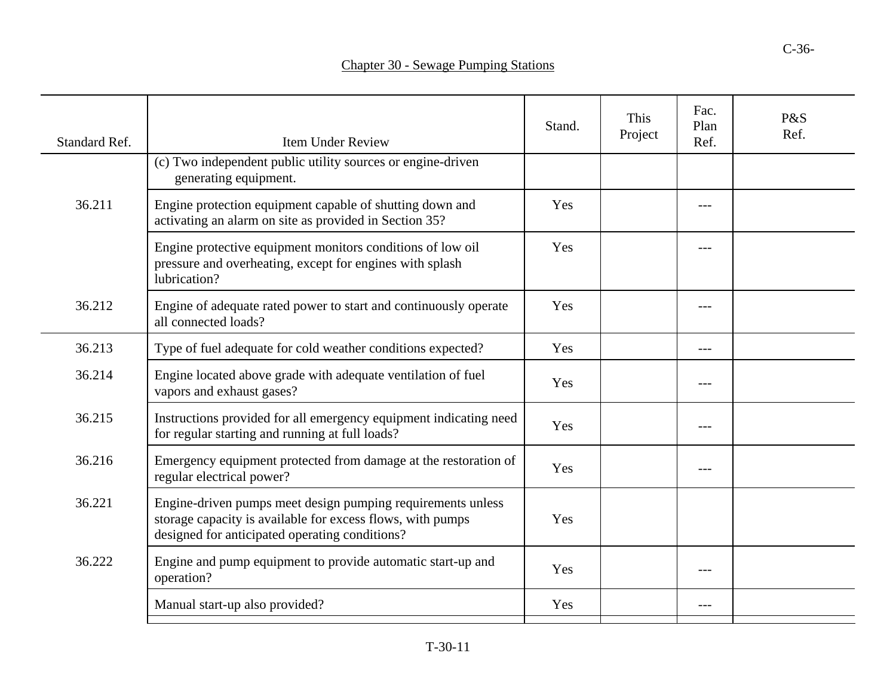## Chapter 30 - Sewage Pumping Stations

| Standard Ref. | Item Under Review | Stand. | This Project | Fac. Plan Ref. | P&S Ref. |
|---|---|---|---|---|---|
| | (c) Two independent public utility sources or engine-driven generating equipment. | | | | |
| 36.211 | Engine protection equipment capable of shutting down and activating an alarm on site as provided in Section 35? | Yes | | --- | |
| | Engine protective equipment monitors conditions of low oil pressure and overheating, except for engines with splash lubrication? | Yes | | --- | |
| 36.212 | Engine of adequate rated power to start and continuously operate all connected loads? | Yes | | --- | |
| 36.213 | Type of fuel adequate for cold weather conditions expected? | Yes | | --- | |
| 36.214 | Engine located above grade with adequate ventilation of fuel vapors and exhaust gases? | Yes | | --- | |
| 36.215 | Instructions provided for all emergency equipment indicating need for regular starting and running at full loads? | Yes | | --- | |
| 36.216 | Emergency equipment protected from damage at the restoration of regular electrical power? | Yes | | --- | |
| 36.221 | Engine-driven pumps meet design pumping requirements unless storage capacity is available for excess flows, with pumps designed for anticipated operating conditions? | Yes | | | |
| 36.222 | Engine and pump equipment to provide automatic start-up and operation? | Yes | | --- | |
| | Manual start-up also provided? | Yes | | --- | |

T-30-11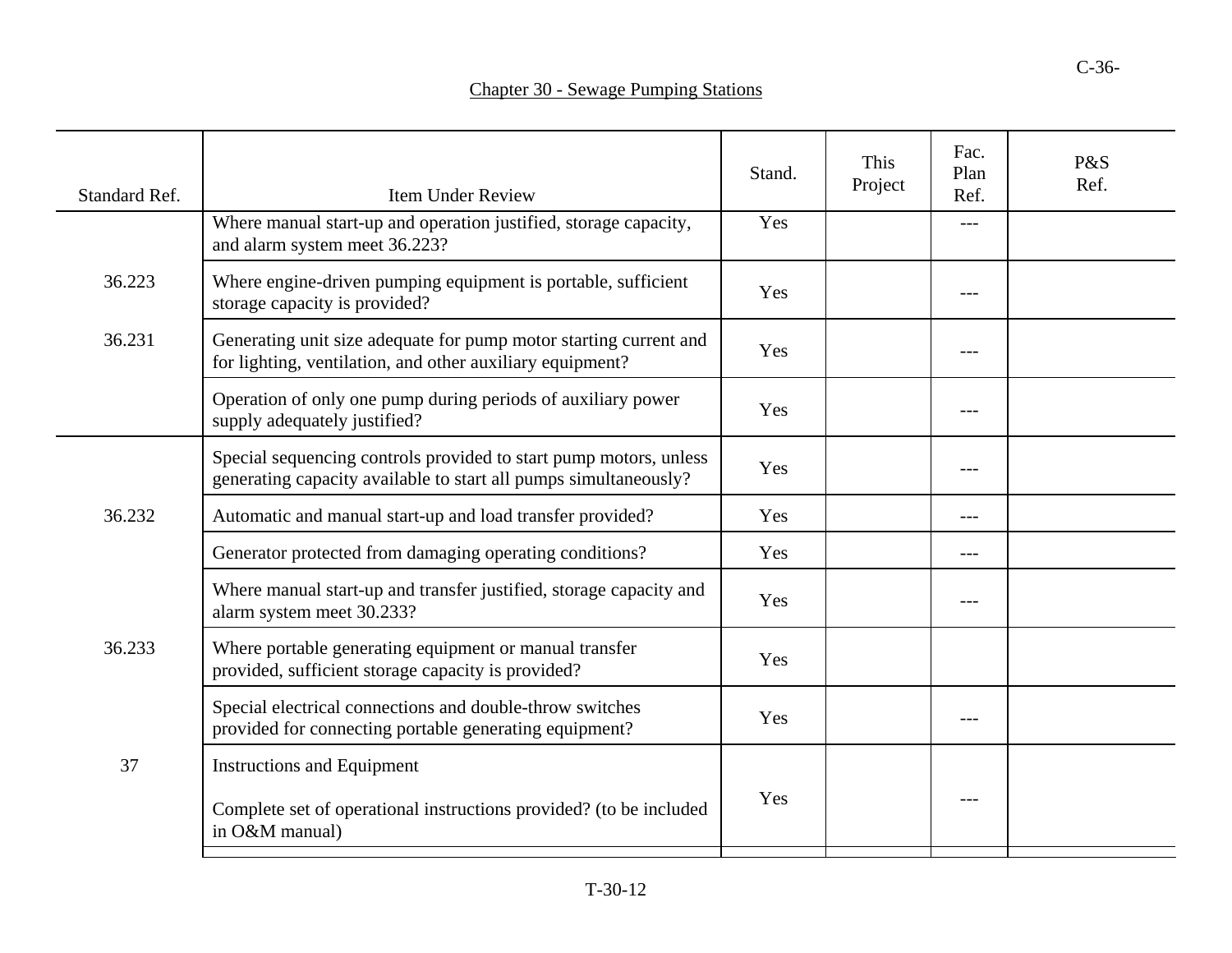## Chapter 30 - Sewage Pumping Stations

| Standard Ref. | Item Under Review | Stand. | This Project | Fac. Plan Ref. | P&S Ref. |
|---|---|---|---|---|---|
| | Where manual start-up and operation justified, storage capacity, and alarm system meet 36.223? | Yes | | --- | |
| 36.223 | Where engine-driven pumping equipment is portable, sufficient storage capacity is provided? | Yes | | --- | |
| 36.231 | Generating unit size adequate for pump motor starting current and for lighting, ventilation, and other auxiliary equipment? | Yes | | --- | |
| | Operation of only one pump during periods of auxiliary power supply adequately justified? | Yes | | --- | |
| | Special sequencing controls provided to start pump motors, unless generating capacity available to start all pumps simultaneously? | Yes | | --- | |
| 36.232 | Automatic and manual start-up and load transfer provided? | Yes | | --- | |
| | Generator protected from damaging operating conditions? | Yes | | --- | |
| | Where manual start-up and transfer justified, storage capacity and alarm system meet 30.233? | Yes | | --- | |
| 36.233 | Where portable generating equipment or manual transfer provided, sufficient storage capacity is provided? | Yes | | | |
| | Special electrical connections and double-throw switches provided for connecting portable generating equipment? | Yes | | --- | |
| 37 | Instructions and Equipment<br><br>Complete set of operational instructions provided? (to be included in O&M manual) | Yes | | --- | |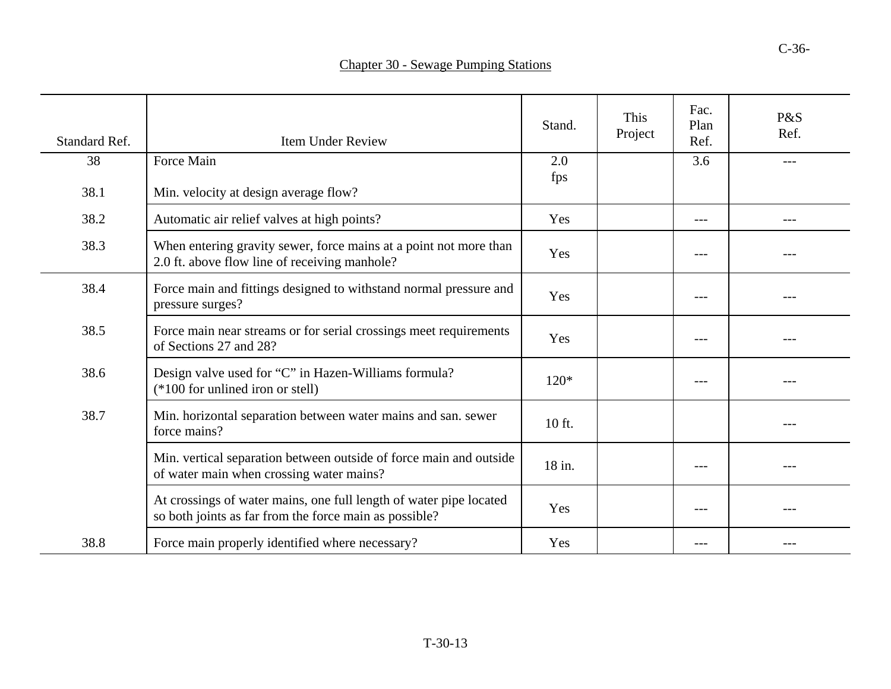## Chapter 30 - Sewage Pumping Stations

| Standard Ref. | Item Under Review | Stand. | This Project | Fac. Plan Ref. | P&S Ref. |
|---|---|---|---|---|---|
| 38 | Force Main | | | | |
| 38.1 | Min. velocity at design average flow? | 2.0 fps | | 3.6 | --- |
| 38.2 | Automatic air relief valves at high points? | Yes | | --- | --- |
| 38.3 | When entering gravity sewer, force mains at a point not more than 2.0 ft. above flow line of receiving manhole? | Yes | | --- | --- |
| 38.4 | Force main and fittings designed to withstand normal pressure and pressure surges? | Yes | | --- | --- |
| 38.5 | Force main near streams or for serial crossings meet requirements of Sections 27 and 28? | Yes | | --- | --- |
| 38.6 | Design valve used for “C” in Hazen-Williams formula? (*100 for unlined iron or stell) | 120* | | --- | --- |
| 38.7 | Min. horizontal separation between water mains and san. sewer force mains? | 10 ft. | | | --- |
| | Min. vertical separation between outside of force main and outside of water main when crossing water mains? | 18 in. | | --- | --- |
| | At crossings of water mains, one full length of water pipe located so both joints as far from the force main as possible? | Yes | | --- | --- |
| 38.8 | Force main properly identified where necessary? | Yes | | --- | --- |

T-30-13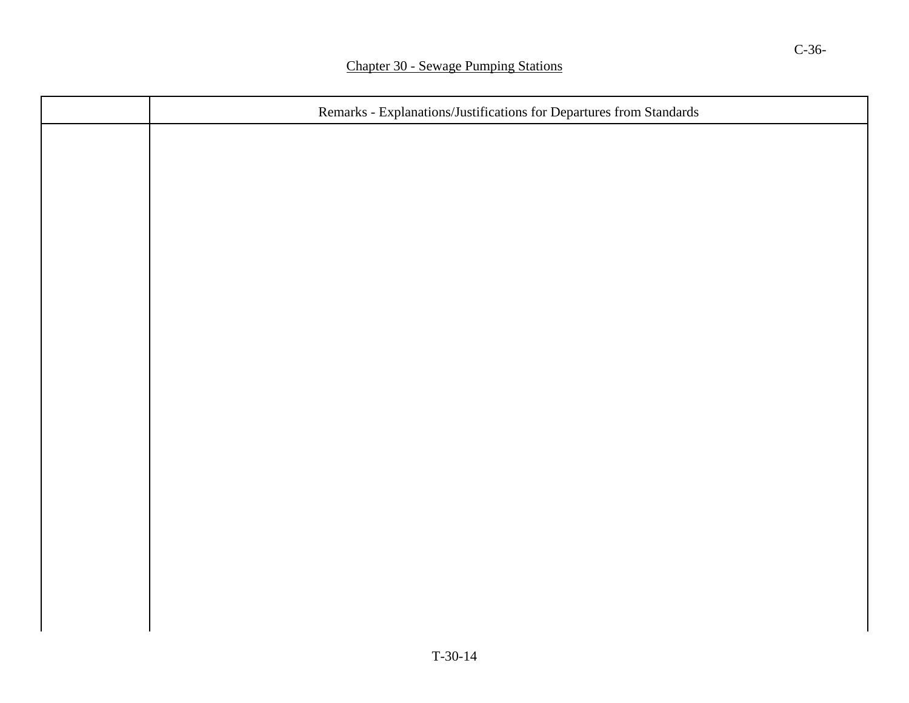## Chapter 30 - Sewage Pumping Stations

| | Remarks - Explanations/Justifications for Departures from Standards |
|---|---|
| | |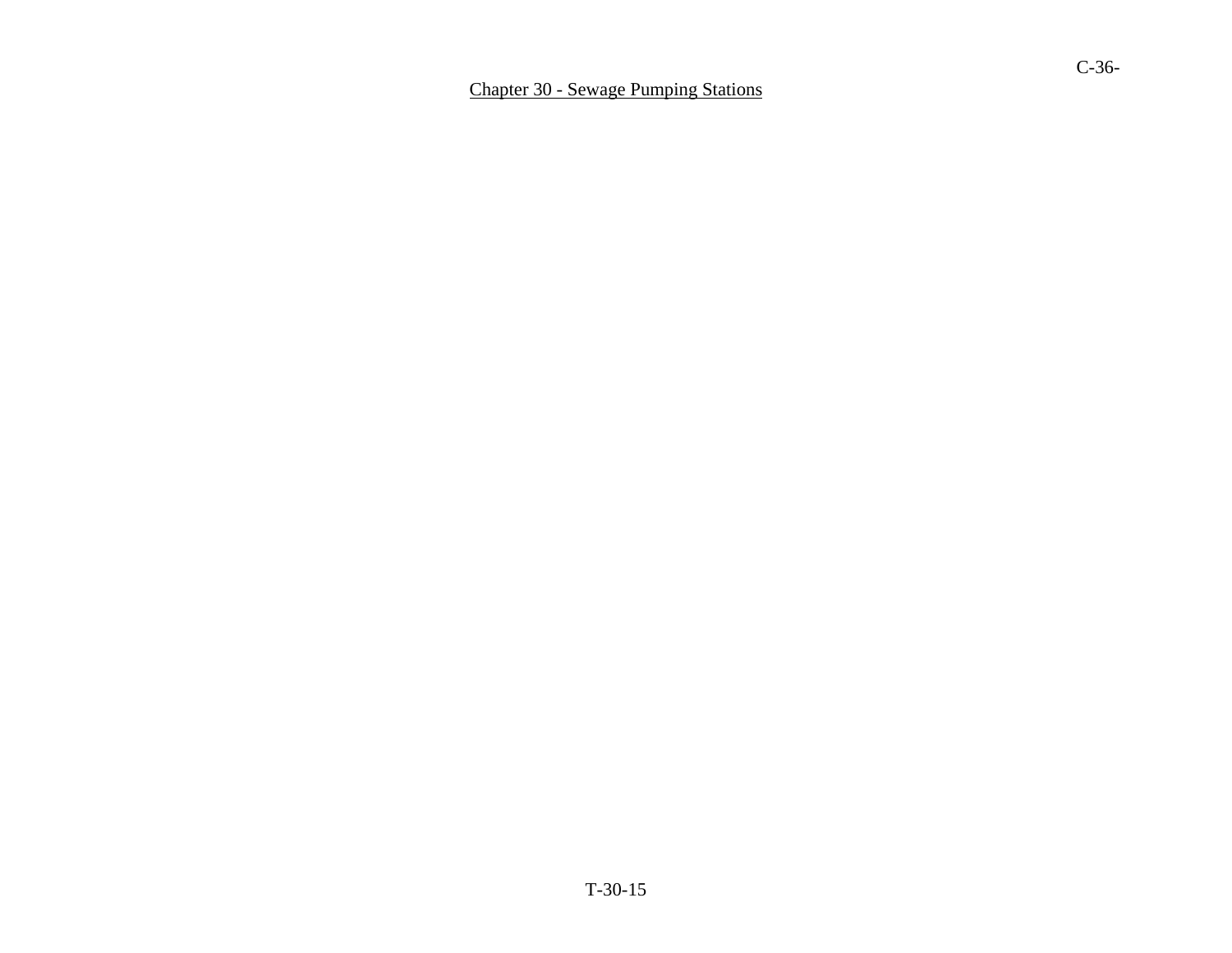Chapter 30 - Sewage Pumping Stations